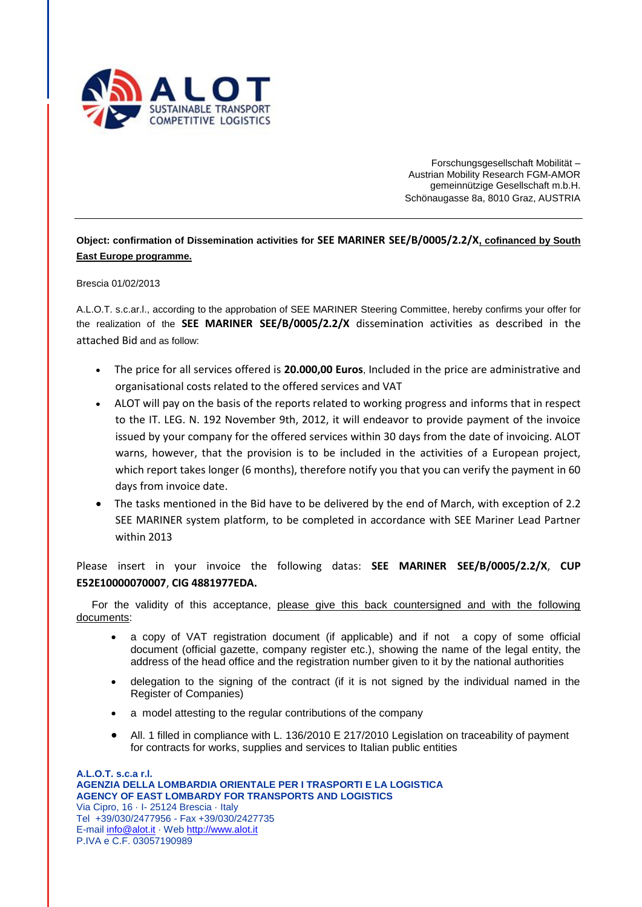ALOT
SUSTAINABLE TRANSPORT
COMPETITIVE LOGISTICS

Forschungsgesellschaft Mobilität –
Austrian Mobility Research FGM-AMOR
gemeinnützige Gesellschaft m.b.H.
Schönaugasse 8a, 8010 Graz, AUSTRIA

---

**Object: confirmation of Dissemination activities for SEE MARINER SEE/B/0005/2.2/X, cofinanced by South East Europe programme.**

Brescia 01/02/2013

A.L.O.T. s.c.ar.l., according to the approbation of SEE MARINER Steering Committee, hereby confirms your offer for the realization of the **SEE MARINER SEE/B/0005/2.2/X** dissemination activities as described in the attached Bid and as follow:

- The price for all services offered is **20.000,00 Euros**, Included in the price are administrative and organisational costs related to the offered services and VAT
- ALOT will pay on the basis of the reports related to working progress and informs that in respect to the IT. LEG. N. 192 November 9th, 2012, it will endeavor to provide payment of the invoice issued by your company for the offered services within 30 days from the date of invoicing. ALOT warns, however, that the provision is to be included in the activities of a European project, which report takes longer (6 months), therefore notify you that you can verify the payment in 60 days from invoice date.
- The tasks mentioned in the Bid have to be delivered by the end of March, with exception of 2.2 SEE MARINER system platform, to be completed in accordance with SEE Mariner Lead Partner within 2013

Please insert in your invoice the following datas: **SEE MARINER SEE/B/0005/2.2/X**, **CUP E52E10000070007**, **CIG 4881977EDA.**

For the validity of this acceptance, please give this back countersigned and with the following documents:

- a copy of VAT registration document (if applicable) and if not a copy of some official document (official gazette, company register etc.), showing the name of the legal entity, the address of the head office and the registration number given to it by the national authorities
- delegation to the signing of the contract (if it is not signed by the individual named in the Register of Companies)
- a model attesting to the regular contributions of the company
- All. 1 filled in compliance with L. 136/2010 E 217/2010 Legislation on traceability of payment for contracts for works, supplies and services to Italian public entities

**A.L.O.T. s.c.a r.l.**
**AGENZIA DELLA LOMBARDIA ORIENTALE PER I TRASPORTI E LA LOGISTICA**
**AGENCY OF EAST LOMBARDY FOR TRANSPORTS AND LOGISTICS**
Via Cipro, 16 · I- 25124 Brescia · Italy
Tel +39/030/2477956 - Fax +39/030/2427735
E-mail info@alot.it · Web http://www.alot.it
P.IVA e C.F. 03057190989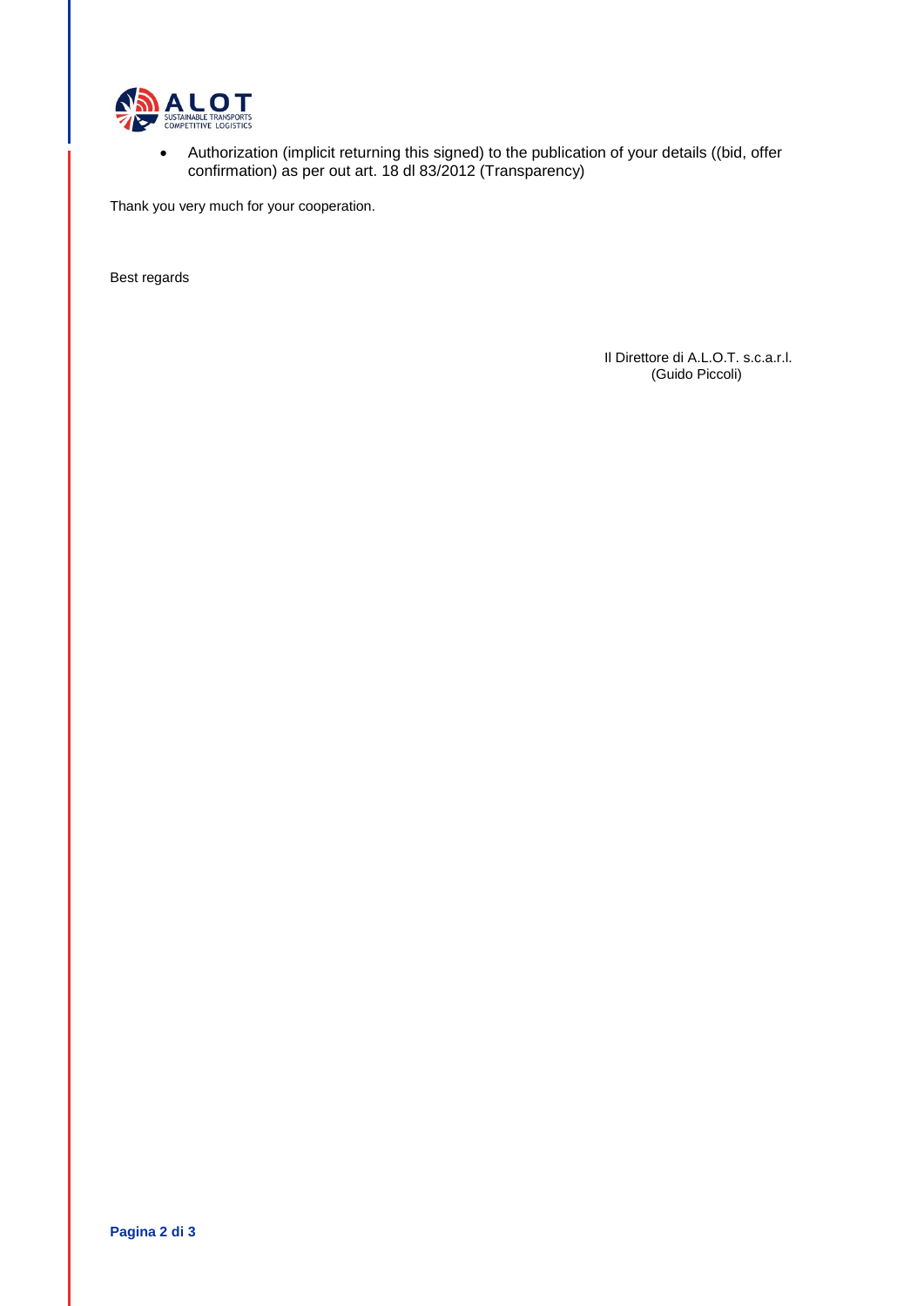- Authorization (implicit returning this signed) to the publication of your details ((bid, offer confirmation) as per out art. 18 dl 83/2012 (Transparency)

Thank you very much for your cooperation.

Best regards

Il Direttore di A.L.O.T. s.c.a.r.l.
(Guido Piccoli)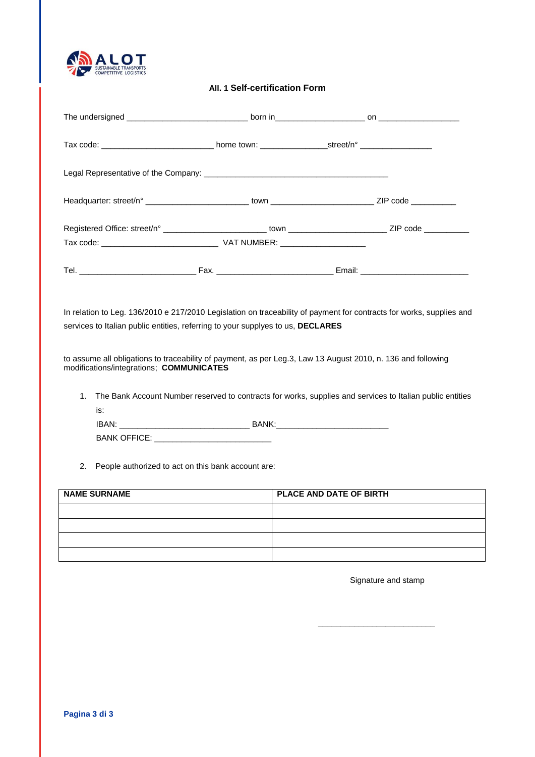### All. 1 Self-certification Form

The undersigned __________________________ born in___________________ on _________________

Tax code: ________________________ home town: ______________street/n° ________________

Legal Representative of the Company: ________________________________________

Headquarter: street/n° ______________________ town ______________________ ZIP code __________

Registered Office: street/n° ______________________ town _____________________ ZIP code __________

Tax code: _________________________ VAT NUMBER: ___________________

Tel. _________________________ Fax. _________________________ Email: _______________________

In relation to Leg. 136/2010 e 217/2010 Legislation on traceability of payment for contracts for works, supplies and services to Italian public entities, referring to your supplyes to us, **DECLARES**

to assume all obligations to traceability of payment, as per Leg.3, Law 13 August 2010, n. 136 and following modifications/integrations; **COMMUNICATES**

1. The Bank Account Number reserved to contracts for works, supplies and services to Italian public entities is:
   IBAN: ____________________________ BANK:________________________
   BANK OFFICE: _________________________

2. People authorized to act on this bank account are:

| NAME SURNAME | PLACE AND DATE OF BIRTH |
|---|---|
| | |
| | |
| | |
| | |

Signature and stamp

_________________________